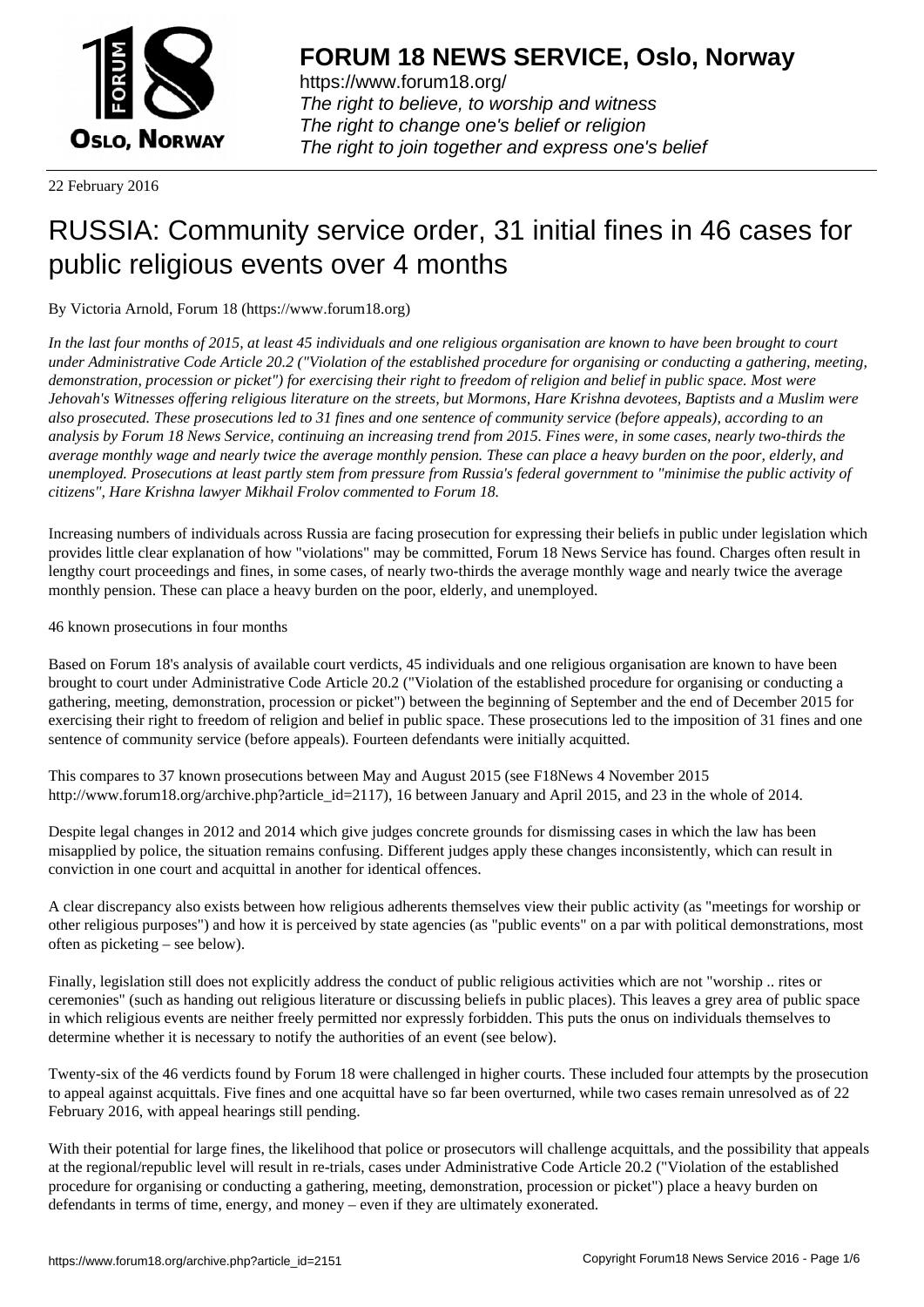**FORUM 18 NEWS SERVICE, Oslo, Norway**

https://www.forum18.org/
*The right to believe, to worship and witness*
*The right to change one's belief or religion*
*The right to join together and express one's belief*

22 February 2016

# RUSSIA: Community service order, 31 initial fines in 46 cases for public religious events over 4 months

By Victoria Arnold, Forum 18 (https://www.forum18.org)

*In the last four months of 2015, at least 45 individuals and one religious organisation are known to have been brought to court under Administrative Code Article 20.2 ("Violation of the established procedure for organising or conducting a gathering, meeting, demonstration, procession or picket") for exercising their right to freedom of religion and belief in public space. Most were Jehovah's Witnesses offering religious literature on the streets, but Mormons, Hare Krishna devotees, Baptists and a Muslim were also prosecuted. These prosecutions led to 31 fines and one sentence of community service (before appeals), according to an analysis by Forum 18 News Service, continuing an increasing trend from 2015. Fines were, in some cases, nearly two-thirds the average monthly wage and nearly twice the average monthly pension. These can place a heavy burden on the poor, elderly, and unemployed. Prosecutions at least partly stem from pressure from Russia's federal government to "minimise the public activity of citizens", Hare Krishna lawyer Mikhail Frolov commented to Forum 18.*

Increasing numbers of individuals across Russia are facing prosecution for expressing their beliefs in public under legislation which provides little clear explanation of how "violations" may be committed, Forum 18 News Service has found. Charges often result in lengthy court proceedings and fines, in some cases, of nearly two-thirds the average monthly wage and nearly twice the average monthly pension. These can place a heavy burden on the poor, elderly, and unemployed.

46 known prosecutions in four months

Based on Forum 18's analysis of available court verdicts, 45 individuals and one religious organisation are known to have been brought to court under Administrative Code Article 20.2 ("Violation of the established procedure for organising or conducting a gathering, meeting, demonstration, procession or picket") between the beginning of September and the end of December 2015 for exercising their right to freedom of religion and belief in public space. These prosecutions led to the imposition of 31 fines and one sentence of community service (before appeals). Fourteen defendants were initially acquitted.

This compares to 37 known prosecutions between May and August 2015 (see F18News 4 November 2015 http://www.forum18.org/archive.php?article_id=2117), 16 between January and April 2015, and 23 in the whole of 2014.

Despite legal changes in 2012 and 2014 which give judges concrete grounds for dismissing cases in which the law has been misapplied by police, the situation remains confusing. Different judges apply these changes inconsistently, which can result in conviction in one court and acquittal in another for identical offences.

A clear discrepancy also exists between how religious adherents themselves view their public activity (as "meetings for worship or other religious purposes") and how it is perceived by state agencies (as "public events" on a par with political demonstrations, most often as picketing – see below).

Finally, legislation still does not explicitly address the conduct of public religious activities which are not "worship .. rites or ceremonies" (such as handing out religious literature or discussing beliefs in public places). This leaves a grey area of public space in which religious events are neither freely permitted nor expressly forbidden. This puts the onus on individuals themselves to determine whether it is necessary to notify the authorities of an event (see below).

Twenty-six of the 46 verdicts found by Forum 18 were challenged in higher courts. These included four attempts by the prosecution to appeal against acquittals. Five fines and one acquittal have so far been overturned, while two cases remain unresolved as of 22 February 2016, with appeal hearings still pending.

With their potential for large fines, the likelihood that police or prosecutors will challenge acquittals, and the possibility that appeals at the regional/republic level will result in re-trials, cases under Administrative Code Article 20.2 ("Violation of the established procedure for organising or conducting a gathering, meeting, demonstration, procession or picket") place a heavy burden on defendants in terms of time, energy, and money – even if they are ultimately exonerated.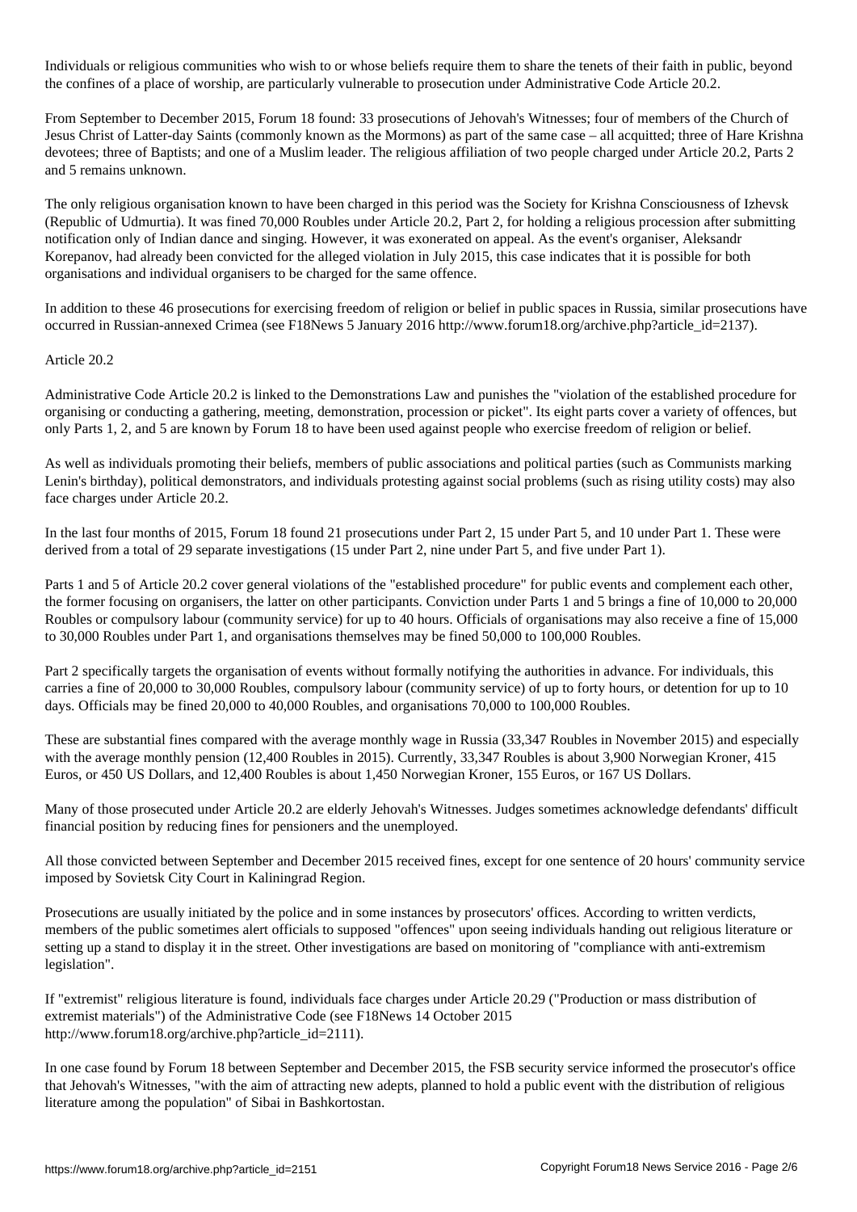Individuals or religious communities who wish to or whose beliefs require them to share the tenets of their faith in public, beyond the confines of a place of worship, are particularly vulnerable to prosecution under Administrative Code Article 20.2.

From September to December 2015, Forum 18 found: 33 prosecutions of Jehovah's Witnesses; four of members of the Church of Jesus Christ of Latter-day Saints (commonly known as the Mormons) as part of the same case – all acquitted; three of Hare Krishna devotees; three of Baptists; and one of a Muslim leader. The religious affiliation of two people charged under Article 20.2, Parts 2 and 5 remains unknown.

The only religious organisation known to have been charged in this period was the Society for Krishna Consciousness of Izhevsk (Republic of Udmurtia). It was fined 70,000 Roubles under Article 20.2, Part 2, for holding a religious procession after submitting notification only of Indian dance and singing. However, it was exonerated on appeal. As the event's organiser, Aleksandr Korepanov, had already been convicted for the alleged violation in July 2015, this case indicates that it is possible for both organisations and individual organisers to be charged for the same offence.

In addition to these 46 prosecutions for exercising freedom of religion or belief in public spaces in Russia, similar prosecutions have occurred in Russian-annexed Crimea (see F18News 5 January 2016 http://www.forum18.org/archive.php?article_id=2137).

## Article 20.2

Administrative Code Article 20.2 is linked to the Demonstrations Law and punishes the "violation of the established procedure for organising or conducting a gathering, meeting, demonstration, procession or picket". Its eight parts cover a variety of offences, but only Parts 1, 2, and 5 are known by Forum 18 to have been used against people who exercise freedom of religion or belief.

As well as individuals promoting their beliefs, members of public associations and political parties (such as Communists marking Lenin's birthday), political demonstrators, and individuals protesting against social problems (such as rising utility costs) may also face charges under Article 20.2.

In the last four months of 2015, Forum 18 found 21 prosecutions under Part 2, 15 under Part 5, and 10 under Part 1. These were derived from a total of 29 separate investigations (15 under Part 2, nine under Part 5, and five under Part 1).

Parts 1 and 5 of Article 20.2 cover general violations of the "established procedure" for public events and complement each other, the former focusing on organisers, the latter on other participants. Conviction under Parts 1 and 5 brings a fine of 10,000 to 20,000 Roubles or compulsory labour (community service) for up to 40 hours. Officials of organisations may also receive a fine of 15,000 to 30,000 Roubles under Part 1, and organisations themselves may be fined 50,000 to 100,000 Roubles.

Part 2 specifically targets the organisation of events without formally notifying the authorities in advance. For individuals, this carries a fine of 20,000 to 30,000 Roubles, compulsory labour (community service) of up to forty hours, or detention for up to 10 days. Officials may be fined 20,000 to 40,000 Roubles, and organisations 70,000 to 100,000 Roubles.

These are substantial fines compared with the average monthly wage in Russia (33,347 Roubles in November 2015) and especially with the average monthly pension (12,400 Roubles in 2015). Currently, 33,347 Roubles is about 3,900 Norwegian Kroner, 415 Euros, or 450 US Dollars, and 12,400 Roubles is about 1,450 Norwegian Kroner, 155 Euros, or 167 US Dollars.

Many of those prosecuted under Article 20.2 are elderly Jehovah's Witnesses. Judges sometimes acknowledge defendants' difficult financial position by reducing fines for pensioners and the unemployed.

All those convicted between September and December 2015 received fines, except for one sentence of 20 hours' community service imposed by Sovietsk City Court in Kaliningrad Region.

Prosecutions are usually initiated by the police and in some instances by prosecutors' offices. According to written verdicts, members of the public sometimes alert officials to supposed "offences" upon seeing individuals handing out religious literature or setting up a stand to display it in the street. Other investigations are based on monitoring of "compliance with anti-extremism legislation".

If "extremist" religious literature is found, individuals face charges under Article 20.29 ("Production or mass distribution of extremist materials") of the Administrative Code (see F18News 14 October 2015 http://www.forum18.org/archive.php?article_id=2111).

In one case found by Forum 18 between September and December 2015, the FSB security service informed the prosecutor's office that Jehovah's Witnesses, "with the aim of attracting new adepts, planned to hold a public event with the distribution of religious literature among the population" of Sibai in Bashkortostan.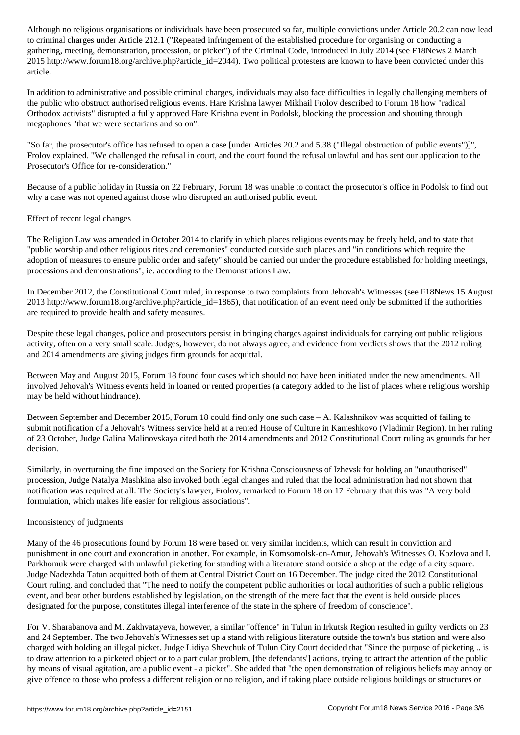Although no religious organisations or individuals have been prosecuted so far, multiple convictions under Article 20.2 can now lead to criminal charges under Article 212.1 ("Repeated infringement of the established procedure for organising or conducting a gathering, meeting, demonstration, procession, or picket") of the Criminal Code, introduced in July 2014 (see F18News 2 March 2015 http://www.forum18.org/archive.php?article_id=2044). Two political protesters are known to have been convicted under this article.

In addition to administrative and possible criminal charges, individuals may also face difficulties in legally challenging members of the public who obstruct authorised religious events. Hare Krishna lawyer Mikhail Frolov described to Forum 18 how "radical Orthodox activists" disrupted a fully approved Hare Krishna event in Podolsk, blocking the procession and shouting through megaphones "that we were sectarians and so on".

"So far, the prosecutor's office has refused to open a case [under Articles 20.2 and 5.38 ("Illegal obstruction of public events")]", Frolov explained. "We challenged the refusal in court, and the court found the refusal unlawful and has sent our application to the Prosecutor's Office for re-consideration."

Because of a public holiday in Russia on 22 February, Forum 18 was unable to contact the prosecutor's office in Podolsk to find out why a case was not opened against those who disrupted an authorised public event.

Effect of recent legal changes

The Religion Law was amended in October 2014 to clarify in which places religious events may be freely held, and to state that "public worship and other religious rites and ceremonies" conducted outside such places and "in conditions which require the adoption of measures to ensure public order and safety" should be carried out under the procedure established for holding meetings, processions and demonstrations", ie. according to the Demonstrations Law.

In December 2012, the Constitutional Court ruled, in response to two complaints from Jehovah's Witnesses (see F18News 15 August 2013 http://www.forum18.org/archive.php?article_id=1865), that notification of an event need only be submitted if the authorities are required to provide health and safety measures.

Despite these legal changes, police and prosecutors persist in bringing charges against individuals for carrying out public religious activity, often on a very small scale. Judges, however, do not always agree, and evidence from verdicts shows that the 2012 ruling and 2014 amendments are giving judges firm grounds for acquittal.

Between May and August 2015, Forum 18 found four cases which should not have been initiated under the new amendments. All involved Jehovah's Witness events held in loaned or rented properties (a category added to the list of places where religious worship may be held without hindrance).

Between September and December 2015, Forum 18 could find only one such case – A. Kalashnikov was acquitted of failing to submit notification of a Jehovah's Witness service held at a rented House of Culture in Kameshkovo (Vladimir Region). In her ruling of 23 October, Judge Galina Malinovskaya cited both the 2014 amendments and 2012 Constitutional Court ruling as grounds for her decision.

Similarly, in overturning the fine imposed on the Society for Krishna Consciousness of Izhevsk for holding an "unauthorised" procession, Judge Natalya Mashkina also invoked both legal changes and ruled that the local administration had not shown that notification was required at all. The Society's lawyer, Frolov, remarked to Forum 18 on 17 February that this was "A very bold formulation, which makes life easier for religious associations".

Inconsistency of judgments

Many of the 46 prosecutions found by Forum 18 were based on very similar incidents, which can result in conviction and punishment in one court and exoneration in another. For example, in Komsomolsk-on-Amur, Jehovah's Witnesses O. Kozlova and I. Parkhomuk were charged with unlawful picketing for standing with a literature stand outside a shop at the edge of a city square. Judge Nadezhda Tatun acquitted both of them at Central District Court on 16 December. The judge cited the 2012 Constitutional Court ruling, and concluded that "The need to notify the competent public authorities or local authorities of such a public religious event, and bear other burdens established by legislation, on the strength of the mere fact that the event is held outside places designated for the purpose, constitutes illegal interference of the state in the sphere of freedom of conscience".

For V. Sharabanova and M. Zakhvatayeva, however, a similar "offence" in Tulun in Irkutsk Region resulted in guilty verdicts on 23 and 24 September. The two Jehovah's Witnesses set up a stand with religious literature outside the town's bus station and were also charged with holding an illegal picket. Judge Lidiya Shevchuk of Tulun City Court decided that "Since the purpose of picketing .. is to draw attention to a picketed object or to a particular problem, [the defendants'] actions, trying to attract the attention of the public by means of visual agitation, are a public event - a picket". She added that "the open demonstration of religious beliefs may annoy or give offence to those who profess a different religion or no religion, and if taking place outside religious buildings or structures or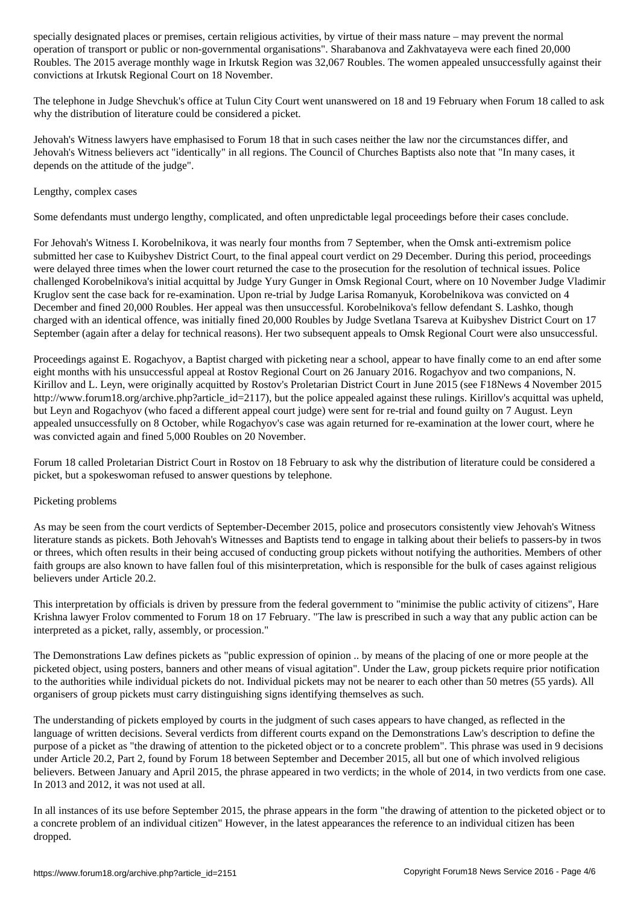specially designated places or premises, certain religious activities, by virtue of their mass nature – may prevent the normal operation of transport or public or non-governmental organisations". Sharabanova and Zakhvatayeva were each fined 20,000 Roubles. The 2015 average monthly wage in Irkutsk Region was 32,067 Roubles. The women appealed unsuccessfully against their convictions at Irkutsk Regional Court on 18 November.

The telephone in Judge Shevchuk's office at Tulun City Court went unanswered on 18 and 19 February when Forum 18 called to ask why the distribution of literature could be considered a picket.

Jehovah's Witness lawyers have emphasised to Forum 18 that in such cases neither the law nor the circumstances differ, and Jehovah's Witness believers act "identically" in all regions. The Council of Churches Baptists also note that "In many cases, it depends on the attitude of the judge".

## Lengthy, complex cases

Some defendants must undergo lengthy, complicated, and often unpredictable legal proceedings before their cases conclude.

For Jehovah's Witness I. Korobelnikova, it was nearly four months from 7 September, when the Omsk anti-extremism police submitted her case to Kuibyshev District Court, to the final appeal court verdict on 29 December. During this period, proceedings were delayed three times when the lower court returned the case to the prosecution for the resolution of technical issues. Police challenged Korobelnikova's initial acquittal by Judge Yury Gunger in Omsk Regional Court, where on 10 November Judge Vladimir Kruglov sent the case back for re-examination. Upon re-trial by Judge Larisa Romanyuk, Korobelnikova was convicted on 4 December and fined 20,000 Roubles. Her appeal was then unsuccessful. Korobelnikova's fellow defendant S. Lashko, though charged with an identical offence, was initially fined 20,000 Roubles by Judge Svetlana Tsareva at Kuibyshev District Court on 17 September (again after a delay for technical reasons). Her two subsequent appeals to Omsk Regional Court were also unsuccessful.

Proceedings against E. Rogachyov, a Baptist charged with picketing near a school, appear to have finally come to an end after some eight months with his unsuccessful appeal at Rostov Regional Court on 26 January 2016. Rogachyov and two companions, N. Kirillov and L. Leyn, were originally acquitted by Rostov's Proletarian District Court in June 2015 (see F18News 4 November 2015 http://www.forum18.org/archive.php?article_id=2117), but the police appealed against these rulings. Kirillov's acquittal was upheld, but Leyn and Rogachyov (who faced a different appeal court judge) were sent for re-trial and found guilty on 7 August. Leyn appealed unsuccessfully on 8 October, while Rogachyov's case was again returned for re-examination at the lower court, where he was convicted again and fined 5,000 Roubles on 20 November.

Forum 18 called Proletarian District Court in Rostov on 18 February to ask why the distribution of literature could be considered a picket, but a spokeswoman refused to answer questions by telephone.

## Picketing problems

As may be seen from the court verdicts of September-December 2015, police and prosecutors consistently view Jehovah's Witness literature stands as pickets. Both Jehovah's Witnesses and Baptists tend to engage in talking about their beliefs to passers-by in twos or threes, which often results in their being accused of conducting group pickets without notifying the authorities. Members of other faith groups are also known to have fallen foul of this misinterpretation, which is responsible for the bulk of cases against religious believers under Article 20.2.

This interpretation by officials is driven by pressure from the federal government to "minimise the public activity of citizens", Hare Krishna lawyer Frolov commented to Forum 18 on 17 February. "The law is prescribed in such a way that any public action can be interpreted as a picket, rally, assembly, or procession."

The Demonstrations Law defines pickets as "public expression of opinion .. by means of the placing of one or more people at the picketed object, using posters, banners and other means of visual agitation". Under the Law, group pickets require prior notification to the authorities while individual pickets do not. Individual pickets may not be nearer to each other than 50 metres (55 yards). All organisers of group pickets must carry distinguishing signs identifying themselves as such.

The understanding of pickets employed by courts in the judgment of such cases appears to have changed, as reflected in the language of written decisions. Several verdicts from different courts expand on the Demonstrations Law's description to define the purpose of a picket as "the drawing of attention to the picketed object or to a concrete problem". This phrase was used in 9 decisions under Article 20.2, Part 2, found by Forum 18 between September and December 2015, all but one of which involved religious believers. Between January and April 2015, the phrase appeared in two verdicts; in the whole of 2014, in two verdicts from one case. In 2013 and 2012, it was not used at all.

In all instances of its use before September 2015, the phrase appears in the form "the drawing of attention to the picketed object or to a concrete problem of an individual citizen" However, in the latest appearances the reference to an individual citizen has been dropped.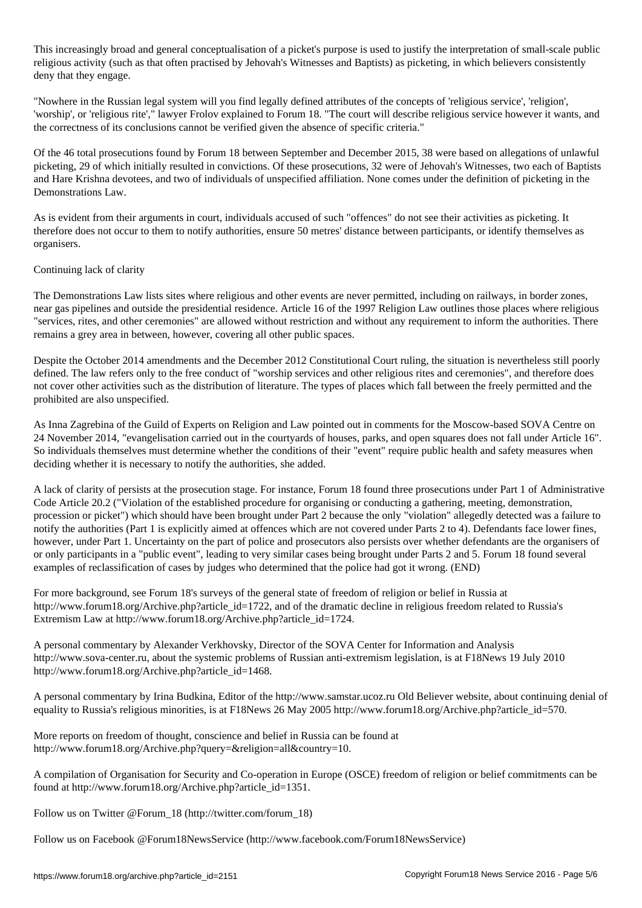This increasingly broad and general conceptualisation of a picket's purpose is used to justify the interpretation of small-scale public religious activity (such as that often practised by Jehovah's Witnesses and Baptists) as picketing, in which believers consistently deny that they engage.

"Nowhere in the Russian legal system will you find legally defined attributes of the concepts of 'religious service', 'religion', 'worship', or 'religious rite'," lawyer Frolov explained to Forum 18. "The court will describe religious service however it wants, and the correctness of its conclusions cannot be verified given the absence of specific criteria."

Of the 46 total prosecutions found by Forum 18 between September and December 2015, 38 were based on allegations of unlawful picketing, 29 of which initially resulted in convictions. Of these prosecutions, 32 were of Jehovah's Witnesses, two each of Baptists and Hare Krishna devotees, and two of individuals of unspecified affiliation. None comes under the definition of picketing in the Demonstrations Law.

As is evident from their arguments in court, individuals accused of such "offences" do not see their activities as picketing. It therefore does not occur to them to notify authorities, ensure 50 metres' distance between participants, or identify themselves as organisers.

Continuing lack of clarity

The Demonstrations Law lists sites where religious and other events are never permitted, including on railways, in border zones, near gas pipelines and outside the presidential residence. Article 16 of the 1997 Religion Law outlines those places where religious "services, rites, and other ceremonies" are allowed without restriction and without any requirement to inform the authorities. There remains a grey area in between, however, covering all other public spaces.

Despite the October 2014 amendments and the December 2012 Constitutional Court ruling, the situation is nevertheless still poorly defined. The law refers only to the free conduct of "worship services and other religious rites and ceremonies", and therefore does not cover other activities such as the distribution of literature. The types of places which fall between the freely permitted and the prohibited are also unspecified.

As Inna Zagrebina of the Guild of Experts on Religion and Law pointed out in comments for the Moscow-based SOVA Centre on 24 November 2014, "evangelisation carried out in the courtyards of houses, parks, and open squares does not fall under Article 16". So individuals themselves must determine whether the conditions of their "event" require public health and safety measures when deciding whether it is necessary to notify the authorities, she added.

A lack of clarity of persists at the prosecution stage. For instance, Forum 18 found three prosecutions under Part 1 of Administrative Code Article 20.2 ("Violation of the established procedure for organising or conducting a gathering, meeting, demonstration, procession or picket") which should have been brought under Part 2 because the only "violation" allegedly detected was a failure to notify the authorities (Part 1 is explicitly aimed at offences which are not covered under Parts 2 to 4). Defendants face lower fines, however, under Part 1. Uncertainty on the part of police and prosecutors also persists over whether defendants are the organisers of or only participants in a "public event", leading to very similar cases being brought under Parts 2 and 5. Forum 18 found several examples of reclassification of cases by judges who determined that the police had got it wrong. (END)

For more background, see Forum 18's surveys of the general state of freedom of religion or belief in Russia at http://www.forum18.org/Archive.php?article_id=1722, and of the dramatic decline in religious freedom related to Russia's Extremism Law at http://www.forum18.org/Archive.php?article_id=1724.

A personal commentary by Alexander Verkhovsky, Director of the SOVA Center for Information and Analysis http://www.sova-center.ru, about the systemic problems of Russian anti-extremism legislation, is at F18News 19 July 2010 http://www.forum18.org/Archive.php?article_id=1468.

A personal commentary by Irina Budkina, Editor of the http://www.samstar.ucoz.ru Old Believer website, about continuing denial of equality to Russia's religious minorities, is at F18News 26 May 2005 http://www.forum18.org/Archive.php?article_id=570.

More reports on freedom of thought, conscience and belief in Russia can be found at http://www.forum18.org/Archive.php?query=&religion=all&country=10.

A compilation of Organisation for Security and Co-operation in Europe (OSCE) freedom of religion or belief commitments can be found at http://www.forum18.org/Archive.php?article_id=1351.

Follow us on Twitter @Forum_18 (http://twitter.com/forum_18)

Follow us on Facebook @Forum18NewsService (http://www.facebook.com/Forum18NewsService)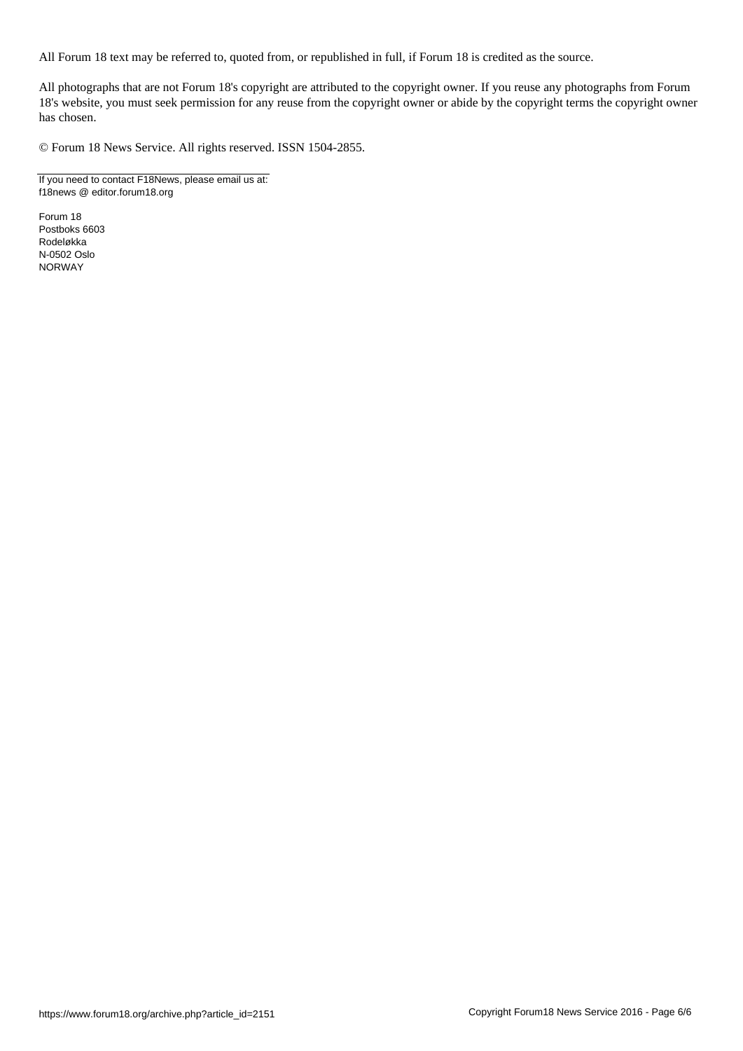All Forum 18 text may be referred to, quoted from, or republished in full, if Forum 18 is credited as the source.

All photographs that are not Forum 18's copyright are attributed to the copyright owner. If you reuse any photographs from Forum 18's website, you must seek permission for any reuse from the copyright owner or abide by the copyright terms the copyright owner has chosen.

© Forum 18 News Service. All rights reserved. ISSN 1504-2855.

If you need to contact F18News, please email us at:
f18news @ editor.forum18.org

Forum 18
Postboks 6603
Rodeløkka
N-0502 Oslo
NORWAY